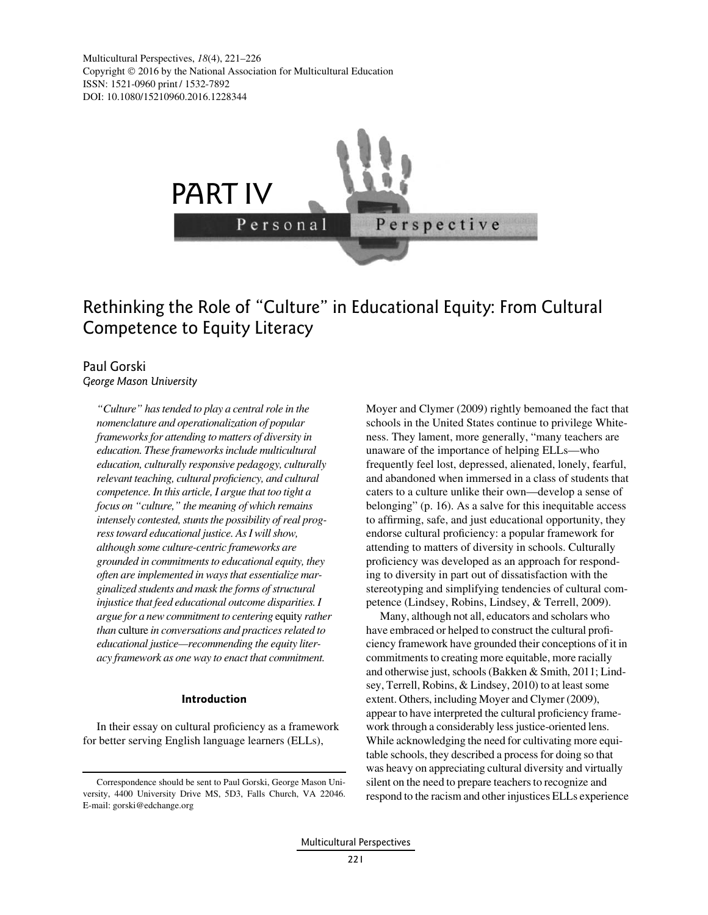Multicultural Perspectives, *18*(4), 221–226
Copyright © 2016 by the National Association for Multicultural Education
ISSN: 1521-0960 print / 1532-7892
DOI: 10.1080/15210960.2016.1228344

PART IV
Personal Perspective

# Rethinking the Role of "Culture" in Educational Equity: From Cultural Competence to Equity Literacy

Paul Gorski
*George Mason University*

*"Culture" has tended to play a central role in the nomenclature and operationalization of popular frameworks for attending to matters of diversity in education. These frameworks include multicultural education, culturally responsive pedagogy, culturally relevant teaching, cultural proficiency, and cultural competence. In this article, I argue that too tight a focus on "culture," the meaning of which remains intensely contested, stunts the possibility of real progress toward educational justice. As I will show, although some culture-centric frameworks are grounded in commitments to educational equity, they often are implemented in ways that essentialize marginalized students and mask the forms of structural injustice that feed educational outcome disparities. I argue for a new commitment to centering* equity *rather than* culture *in conversations and practices related to educational justice—recommending the equity literacy framework as one way to enact that commitment.*

## Introduction

In their essay on cultural proficiency as a framework for better serving English language learners (ELLs), Moyer and Clymer (2009) rightly bemoaned the fact that schools in the United States continue to privilege Whiteness. They lament, more generally, "many teachers are unaware of the importance of helping ELLs—who frequently feel lost, depressed, alienated, lonely, fearful, and abandoned when immersed in a class of students that caters to a culture unlike their own—develop a sense of belonging" (p. 16). As a salve for this inequitable access to affirming, safe, and just educational opportunity, they endorse cultural proficiency: a popular framework for attending to matters of diversity in schools. Culturally proficiency was developed as an approach for responding to diversity in part out of dissatisfaction with the stereotyping and simplifying tendencies of cultural competence (Lindsey, Robins, Lindsey, & Terrell, 2009).

Many, although not all, educators and scholars who have embraced or helped to construct the cultural proficiency framework have grounded their conceptions of it in commitments to creating more equitable, more racially and otherwise just, schools (Bakken & Smith, 2011; Lindsey, Terrell, Robins, & Lindsey, 2010) to at least some extent. Others, including Moyer and Clymer (2009), appear to have interpreted the cultural proficiency framework through a considerably less justice-oriented lens. While acknowledging the need for cultivating more equitable schools, they described a process for doing so that was heavy on appreciating cultural diversity and virtually silent on the need to prepare teachers to recognize and respond to the racism and other injustices ELLs experience

Correspondence should be sent to Paul Gorski, George Mason University, 4400 University Drive MS, 5D3, Falls Church, VA 22046. E-mail: gorski@edchange.org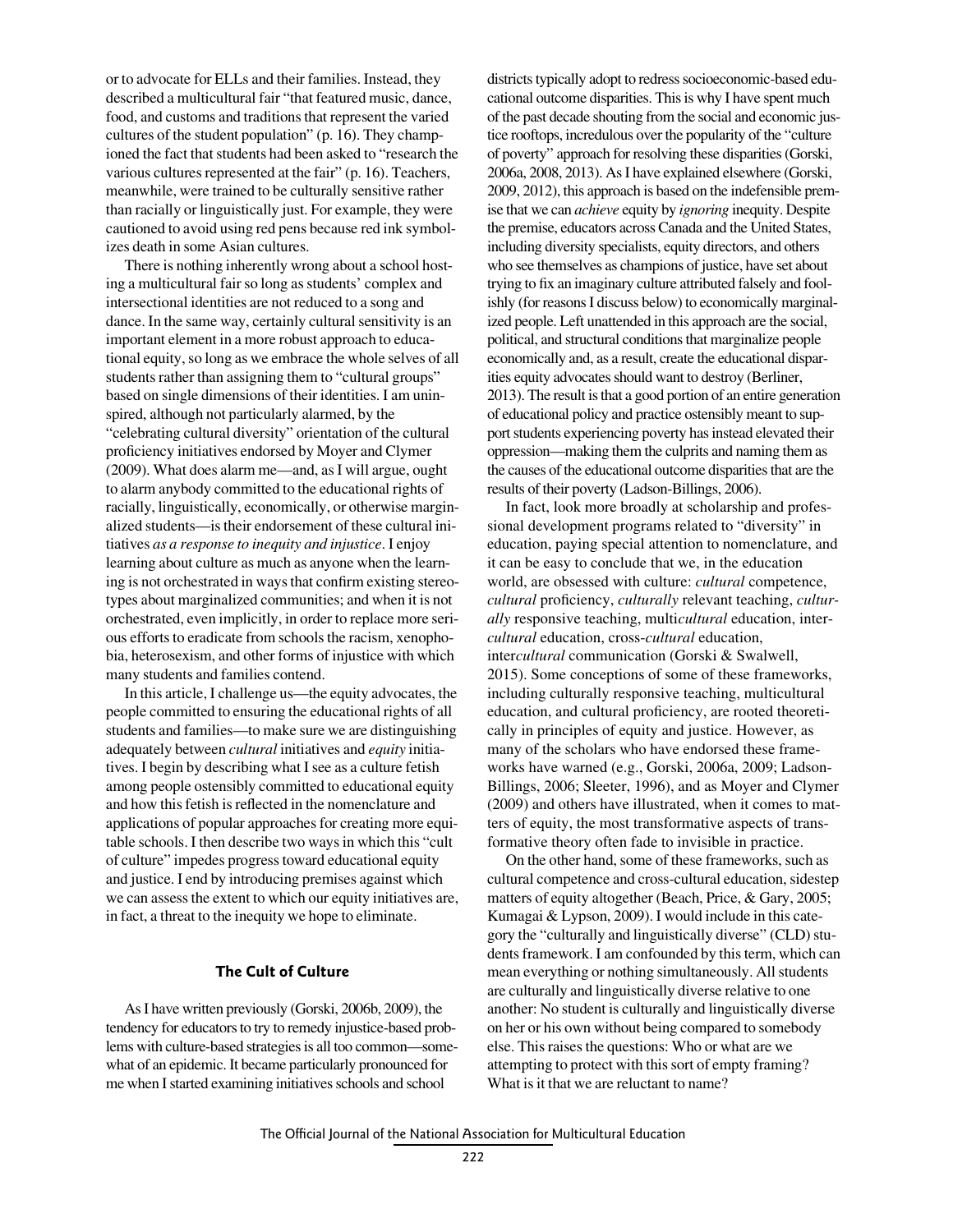or to advocate for ELLs and their families. Instead, they described a multicultural fair "that featured music, dance, food, and customs and traditions that represent the varied cultures of the student population" (p. 16). They championed the fact that students had been asked to "research the various cultures represented at the fair" (p. 16). Teachers, meanwhile, were trained to be culturally sensitive rather than racially or linguistically just. For example, they were cautioned to avoid using red pens because red ink symbolizes death in some Asian cultures.

There is nothing inherently wrong about a school hosting a multicultural fair so long as students' complex and intersectional identities are not reduced to a song and dance. In the same way, certainly cultural sensitivity is an important element in a more robust approach to educational equity, so long as we embrace the whole selves of all students rather than assigning them to "cultural groups" based on single dimensions of their identities. I am uninspired, although not particularly alarmed, by the "celebrating cultural diversity" orientation of the cultural proficiency initiatives endorsed by Moyer and Clymer (2009). What does alarm me—and, as I will argue, ought to alarm anybody committed to the educational rights of racially, linguistically, economically, or otherwise marginalized students—is their endorsement of these cultural initiatives *as a response to inequity and injustice*. I enjoy learning about culture as much as anyone when the learning is not orchestrated in ways that confirm existing stereotypes about marginalized communities; and when it is not orchestrated, even implicitly, in order to replace more serious efforts to eradicate from schools the racism, xenophobia, heterosexism, and other forms of injustice with which many students and families contend.

In this article, I challenge us—the equity advocates, the people committed to ensuring the educational rights of all students and families—to make sure we are distinguishing adequately between *cultural* initiatives and *equity* initiatives. I begin by describing what I see as a culture fetish among people ostensibly committed to educational equity and how this fetish is reflected in the nomenclature and applications of popular approaches for creating more equitable schools. I then describe two ways in which this "cult of culture" impedes progress toward educational equity and justice. I end by introducing premises against which we can assess the extent to which our equity initiatives are, in fact, a threat to the inequity we hope to eliminate.

## The Cult of Culture

As I have written previously (Gorski, 2006b, 2009), the tendency for educators to try to remedy injustice-based problems with culture-based strategies is all too common—somewhat of an epidemic. It became particularly pronounced for me when I started examining initiatives schools and school districts typically adopt to redress socioeconomic-based educational outcome disparities. This is why I have spent much of the past decade shouting from the social and economic justice rooftops, incredulous over the popularity of the "culture of poverty" approach for resolving these disparities (Gorski, 2006a, 2008, 2013). As I have explained elsewhere (Gorski, 2009, 2012), this approach is based on the indefensible premise that we can *achieve* equity by *ignoring* inequity. Despite the premise, educators across Canada and the United States, including diversity specialists, equity directors, and others who see themselves as champions of justice, have set about trying to fix an imaginary culture attributed falsely and foolishly (for reasons I discuss below) to economically marginalized people. Left unattended in this approach are the social, political, and structural conditions that marginalize people economically and, as a result, create the educational disparities equity advocates should want to destroy (Berliner, 2013). The result is that a good portion of an entire generation of educational policy and practice ostensibly meant to support students experiencing poverty has instead elevated their oppression—making them the culprits and naming them as the causes of the educational outcome disparities that are the results of their poverty (Ladson-Billings, 2006).

In fact, look more broadly at scholarship and professional development programs related to "diversity" in education, paying special attention to nomenclature, and it can be easy to conclude that we, in the education world, are obsessed with culture: *cultural* competence, *cultural* proficiency, *culturally* relevant teaching, *culturally* responsive teaching, multi*cultural* education, inter*cultural* education, cross-*cultural* education, inter*cultural* communication (Gorski & Swalwell, 2015). Some conceptions of some of these frameworks, including culturally responsive teaching, multicultural education, and cultural proficiency, are rooted theoretically in principles of equity and justice. However, as many of the scholars who have endorsed these frameworks have warned (e.g., Gorski, 2006a, 2009; Ladson-Billings, 2006; Sleeter, 1996), and as Moyer and Clymer (2009) and others have illustrated, when it comes to matters of equity, the most transformative aspects of transformative theory often fade to invisible in practice.

On the other hand, some of these frameworks, such as cultural competence and cross-cultural education, sidestep matters of equity altogether (Beach, Price, & Gary, 2005; Kumagai & Lypson, 2009). I would include in this category the "culturally and linguistically diverse" (CLD) students framework. I am confounded by this term, which can mean everything or nothing simultaneously. All students are culturally and linguistically diverse relative to one another: No student is culturally and linguistically diverse on her or his own without being compared to somebody else. This raises the questions: Who or what are we attempting to protect with this sort of empty framing? What is it that we are reluctant to name?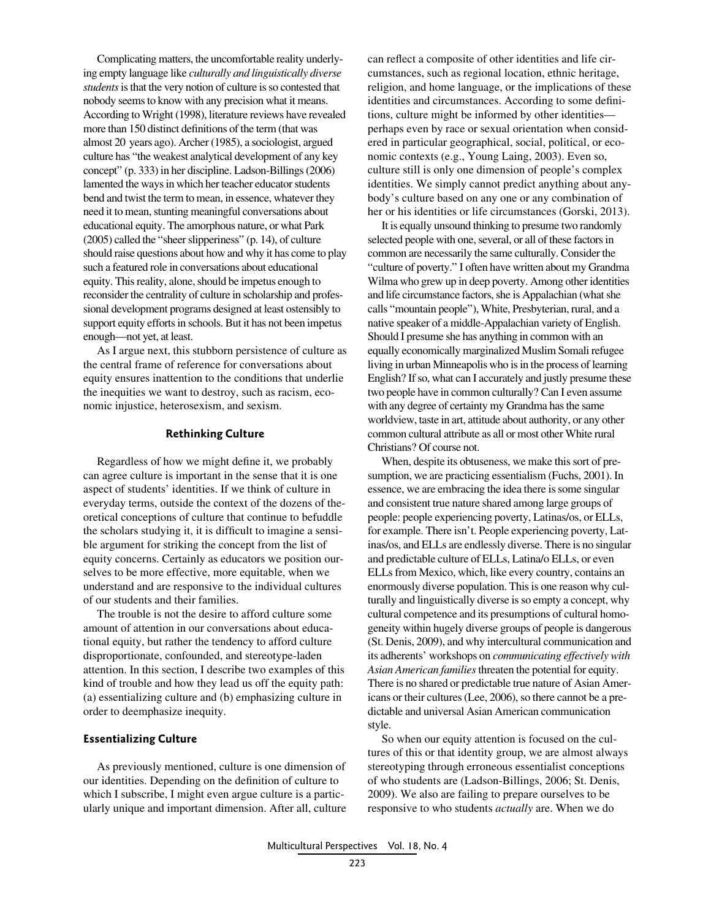Complicating matters, the uncomfortable reality underlying empty language like *culturally and linguistically diverse students* is that the very notion of culture is so contested that nobody seems to know with any precision what it means. According to Wright (1998), literature reviews have revealed more than 150 distinct definitions of the term (that was almost 20 years ago). Archer (1985), a sociologist, argued culture has "the weakest analytical development of any key concept" (p. 333) in her discipline. Ladson-Billings (2006) lamented the ways in which her teacher educator students bend and twist the term to mean, in essence, whatever they need it to mean, stunting meaningful conversations about educational equity. The amorphous nature, or what Park (2005) called the "sheer slipperiness" (p. 14), of culture should raise questions about how and why it has come to play such a featured role in conversations about educational equity. This reality, alone, should be impetus enough to reconsider the centrality of culture in scholarship and professional development programs designed at least ostensibly to support equity efforts in schools. But it has not been impetus enough—not yet, at least.

As I argue next, this stubborn persistence of culture as the central frame of reference for conversations about equity ensures inattention to the conditions that underlie the inequities we want to destroy, such as racism, economic injustice, heterosexism, and sexism.

## Rethinking Culture

Regardless of how we might define it, we probably can agree culture is important in the sense that it is one aspect of students' identities. If we think of culture in everyday terms, outside the context of the dozens of theoretical conceptions of culture that continue to befuddle the scholars studying it, it is difficult to imagine a sensible argument for striking the concept from the list of equity concerns. Certainly as educators we position ourselves to be more effective, more equitable, when we understand and are responsive to the individual cultures of our students and their families.

The trouble is not the desire to afford culture some amount of attention in our conversations about educational equity, but rather the tendency to afford culture disproportionate, confounded, and stereotype-laden attention. In this section, I describe two examples of this kind of trouble and how they lead us off the equity path: (a) essentializing culture and (b) emphasizing culture in order to deemphasize inequity.

### Essentializing Culture

As previously mentioned, culture is one dimension of our identities. Depending on the definition of culture to which I subscribe, I might even argue culture is a particularly unique and important dimension. After all, culture can reflect a composite of other identities and life circumstances, such as regional location, ethnic heritage, religion, and home language, or the implications of these identities and circumstances. According to some definitions, culture might be informed by other identities—perhaps even by race or sexual orientation when considered in particular geographical, social, political, or economic contexts (e.g., Young Laing, 2003). Even so, culture still is only one dimension of people's complex identities. We simply cannot predict anything about anybody's culture based on any one or any combination of her or his identities or life circumstances (Gorski, 2013).

It is equally unsound thinking to presume two randomly selected people with one, several, or all of these factors in common are necessarily the same culturally. Consider the "culture of poverty." I often have written about my Grandma Wilma who grew up in deep poverty. Among other identities and life circumstance factors, she is Appalachian (what she calls "mountain people"), White, Presbyterian, rural, and a native speaker of a middle-Appalachian variety of English. Should I presume she has anything in common with an equally economically marginalized Muslim Somali refugee living in urban Minneapolis who is in the process of learning English? If so, what can I accurately and justly presume these two people have in common culturally? Can I even assume with any degree of certainty my Grandma has the same worldview, taste in art, attitude about authority, or any other common cultural attribute as all or most other White rural Christians? Of course not.

When, despite its obtuseness, we make this sort of presumption, we are practicing essentialism (Fuchs, 2001). In essence, we are embracing the idea there is some singular and consistent true nature shared among large groups of people: people experiencing poverty, Latinas/os, or ELLs, for example. There isn't. People experiencing poverty, Latinas/os, and ELLs are endlessly diverse. There is no singular and predictable culture of ELLs, Latina/o ELLs, or even ELLs from Mexico, which, like every country, contains an enormously diverse population. This is one reason why culturally and linguistically diverse is so empty a concept, why cultural competence and its presumptions of cultural homogeneity within hugely diverse groups of people is dangerous (St. Denis, 2009), and why intercultural communication and its adherents' workshops on *communicating effectively with Asian American families* threaten the potential for equity. There is no shared or predictable true nature of Asian Americans or their cultures (Lee, 2006), so there cannot be a predictable and universal Asian American communication style.

So when our equity attention is focused on the cultures of this or that identity group, we are almost always stereotyping through erroneous essentialist conceptions of who students are (Ladson-Billings, 2006; St. Denis, 2009). We also are failing to prepare ourselves to be responsive to who students *actually* are. When we do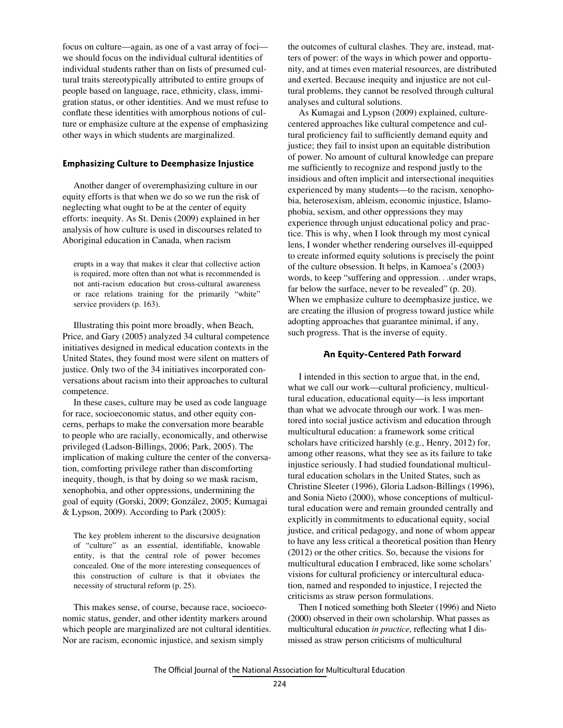focus on culture—again, as one of a vast array of foci—we should focus on the individual cultural identities of individual students rather than on lists of presumed cultural traits stereotypically attributed to entire groups of people based on language, race, ethnicity, class, immigration status, or other identities. And we must refuse to conflate these identities with amorphous notions of culture or emphasize culture at the expense of emphasizing other ways in which students are marginalized.

### Emphasizing Culture to Deemphasize Injustice

Another danger of overemphasizing culture in our equity efforts is that when we do so we run the risk of neglecting what ought to be at the center of equity efforts: inequity. As St. Denis (2009) explained in her analysis of how culture is used in discourses related to Aboriginal education in Canada, when racism

> erupts in a way that makes it clear that collective action is required, more often than not what is recommended is not anti-racism education but cross-cultural awareness or race relations training for the primarily "white" service providers (p. 163).

Illustrating this point more broadly, when Beach, Price, and Gary (2005) analyzed 34 cultural competence initiatives designed in medical education contexts in the United States, they found most were silent on matters of justice. Only two of the 34 initiatives incorporated conversations about racism into their approaches to cultural competence.

In these cases, culture may be used as code language for race, socioeconomic status, and other equity concerns, perhaps to make the conversation more bearable to people who are racially, economically, and otherwise privileged (Ladson-Billings, 2006; Park, 2005). The implication of making culture the center of the conversation, comforting privilege rather than discomforting inequity, though, is that by doing so we mask racism, xenophobia, and other oppressions, undermining the goal of equity (Gorski, 2009; González, 2005; Kumagai & Lypson, 2009). According to Park (2005):

> The key problem inherent to the discursive designation of "culture" as an essential, identifiable, knowable entity, is that the central role of power becomes concealed. One of the more interesting consequences of this construction of culture is that it obviates the necessity of structural reform (p. 25).

This makes sense, of course, because race, socioeconomic status, gender, and other identity markers around which people are marginalized are not cultural identities. Nor are racism, economic injustice, and sexism simply the outcomes of cultural clashes. They are, instead, matters of power: of the ways in which power and opportunity, and at times even material resources, are distributed and exerted. Because inequity and injustice are not cultural problems, they cannot be resolved through cultural analyses and cultural solutions.

As Kumagai and Lypson (2009) explained, culture-centered approaches like cultural competence and cultural proficiency fail to sufficiently demand equity and justice; they fail to insist upon an equitable distribution of power. No amount of cultural knowledge can prepare me sufficiently to recognize and respond justly to the insidious and often implicit and intersectional inequities experienced by many students—to the racism, xenophobia, heterosexism, ableism, economic injustice, Islamophobia, sexism, and other oppressions they may experience through unjust educational policy and practice. This is why, when I look through my most cynical lens, I wonder whether rendering ourselves ill-equipped to create informed equity solutions is precisely the point of the culture obsession. It helps, in Kamoea's (2003) words, to keep "suffering and oppression. . .under wraps, far below the surface, never to be revealed" (p. 20). When we emphasize culture to deemphasize justice, we are creating the illusion of progress toward justice while adopting approaches that guarantee minimal, if any, such progress. That is the inverse of equity.

### An Equity-Centered Path Forward

I intended in this section to argue that, in the end, what we call our work—cultural proficiency, multicultural education, educational equity—is less important than what we advocate through our work. I was mentored into social justice activism and education through multicultural education: a framework some critical scholars have criticized harshly (e.g., Henry, 2012) for, among other reasons, what they see as its failure to take injustice seriously. I had studied foundational multicultural education scholars in the United States, such as Christine Sleeter (1996), Gloria Ladson-Billings (1996), and Sonia Nieto (2000), whose conceptions of multicultural education were and remain grounded centrally and explicitly in commitments to educational equity, social justice, and critical pedagogy, and none of whom appear to have any less critical a theoretical position than Henry (2012) or the other critics. So, because the visions for multicultural education I embraced, like some scholars' visions for cultural proficiency or intercultural education, named and responded to injustice, I rejected the criticisms as straw person formulations.

Then I noticed something both Sleeter (1996) and Nieto (2000) observed in their own scholarship. What passes as multicultural education *in practice*, reflecting what I dismissed as straw person criticisms of multicultural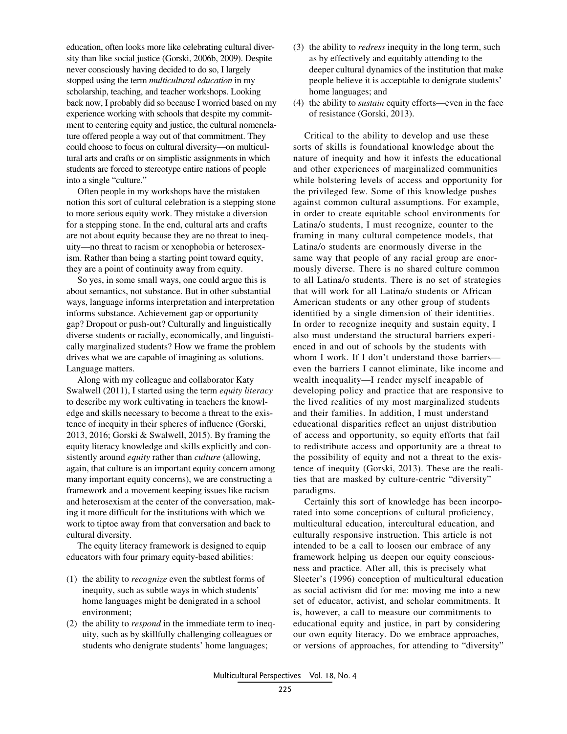education, often looks more like celebrating cultural diversity than like social justice (Gorski, 2006b, 2009). Despite never consciously having decided to do so, I largely stopped using the term *multicultural education* in my scholarship, teaching, and teacher workshops. Looking back now, I probably did so because I worried based on my experience working with schools that despite my commitment to centering equity and justice, the cultural nomenclature offered people a way out of that commitment. They could choose to focus on cultural diversity—on multicultural arts and crafts or on simplistic assignments in which students are forced to stereotype entire nations of people into a single "culture."

Often people in my workshops have the mistaken notion this sort of cultural celebration is a stepping stone to more serious equity work. They mistake a diversion for a stepping stone. In the end, cultural arts and crafts are not about equity because they are no threat to inequity—no threat to racism or xenophobia or heterosexism. Rather than being a starting point toward equity, they are a point of continuity away from equity.

So yes, in some small ways, one could argue this is about semantics, not substance. But in other substantial ways, language informs interpretation and interpretation informs substance. Achievement gap or opportunity gap? Dropout or push-out? Culturally and linguistically diverse students or racially, economically, and linguistically marginalized students? How we frame the problem drives what we are capable of imagining as solutions. Language matters.

Along with my colleague and collaborator Katy Swalwell (2011), I started using the term *equity literacy* to describe my work cultivating in teachers the knowledge and skills necessary to become a threat to the existence of inequity in their spheres of influence (Gorski, 2013, 2016; Gorski & Swalwell, 2015). By framing the equity literacy knowledge and skills explicitly and consistently around *equity* rather than *culture* (allowing, again, that culture is an important equity concern among many important equity concerns), we are constructing a framework and a movement keeping issues like racism and heterosexism at the center of the conversation, making it more difficult for the institutions with which we work to tiptoe away from that conversation and back to cultural diversity.

The equity literacy framework is designed to equip educators with four primary equity-based abilities:

(1) the ability to *recognize* even the subtlest forms of inequity, such as subtle ways in which students' home languages might be denigrated in a school environment;
(2) the ability to *respond* in the immediate term to inequity, such as by skillfully challenging colleagues or students who denigrate students' home languages;
(3) the ability to *redress* inequity in the long term, such as by effectively and equitably attending to the deeper cultural dynamics of the institution that make people believe it is acceptable to denigrate students' home languages; and
(4) the ability to *sustain* equity efforts—even in the face of resistance (Gorski, 2013).

Critical to the ability to develop and use these sorts of skills is foundational knowledge about the nature of inequity and how it infests the educational and other experiences of marginalized communities while bolstering levels of access and opportunity for the privileged few. Some of this knowledge pushes against common cultural assumptions. For example, in order to create equitable school environments for Latina/o students, I must recognize, counter to the framing in many cultural competence models, that Latina/o students are enormously diverse in the same way that people of any racial group are enormously diverse. There is no shared culture common to all Latina/o students. There is no set of strategies that will work for all Latina/o students or African American students or any other group of students identified by a single dimension of their identities. In order to recognize inequity and sustain equity, I also must understand the structural barriers experienced in and out of schools by the students with whom I work. If I don't understand those barriers—even the barriers I cannot eliminate, like income and wealth inequality—I render myself incapable of developing policy and practice that are responsive to the lived realities of my most marginalized students and their families. In addition, I must understand educational disparities reflect an unjust distribution of access and opportunity, so equity efforts that fail to redistribute access and opportunity are a threat to the possibility of equity and not a threat to the existence of inequity (Gorski, 2013). These are the realities that are masked by culture-centric "diversity" paradigms.

Certainly this sort of knowledge has been incorporated into some conceptions of cultural proficiency, multicultural education, intercultural education, and culturally responsive instruction. This article is not intended to be a call to loosen our embrace of any framework helping us deepen our equity consciousness and practice. After all, this is precisely what Sleeter's (1996) conception of multicultural education as social activism did for me: moving me into a new set of educator, activist, and scholar commitments. It is, however, a call to measure our commitments to educational equity and justice, in part by considering our own equity literacy. Do we embrace approaches, or versions of approaches, for attending to "diversity"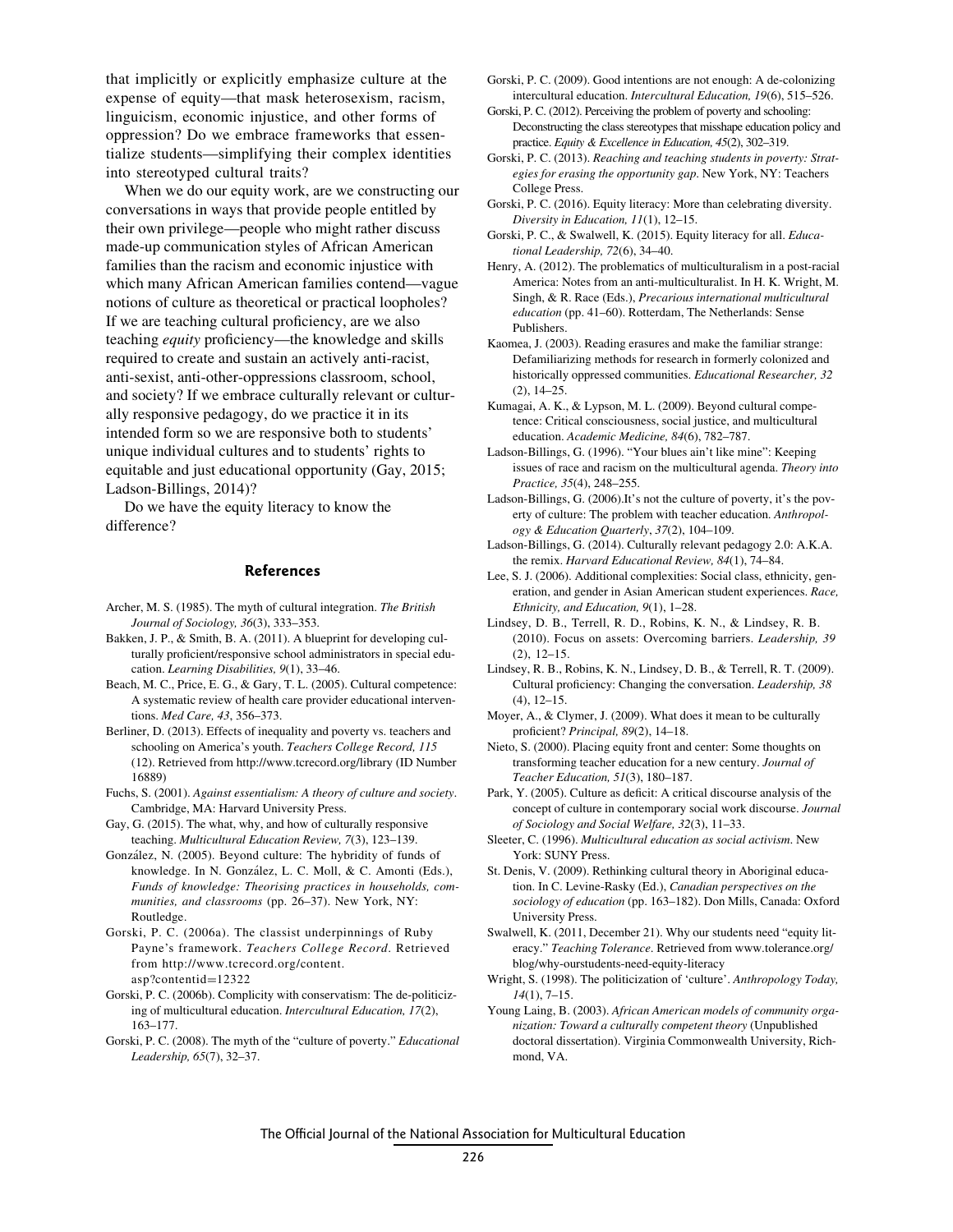that implicitly or explicitly emphasize culture at the expense of equity—that mask heterosexism, racism, linguicism, economic injustice, and other forms of oppression? Do we embrace frameworks that essentialize students—simplifying their complex identities into stereotyped cultural traits?

When we do our equity work, are we constructing our conversations in ways that provide people entitled by their own privilege—people who might rather discuss made-up communication styles of African American families than the racism and economic injustice with which many African American families contend—vague notions of culture as theoretical or practical loopholes? If we are teaching cultural proficiency, are we also teaching *equity* proficiency—the knowledge and skills required to create and sustain an actively anti-racist, anti-sexist, anti-other-oppressions classroom, school, and society? If we embrace culturally relevant or culturally responsive pedagogy, do we practice it in its intended form so we are responsive both to students' unique individual cultures and to students' rights to equitable and just educational opportunity (Gay, 2015; Ladson-Billings, 2014)?

Do we have the equity literacy to know the difference?

## References

Archer, M. S. (1985). The myth of cultural integration. *The British Journal of Sociology, 36*(3), 333–353.

Bakken, J. P., & Smith, B. A. (2011). A blueprint for developing culturally proficient/responsive school administrators in special education. *Learning Disabilities, 9*(1), 33–46.

Beach, M. C., Price, E. G., & Gary, T. L. (2005). Cultural competence: A systematic review of health care provider educational interventions. *Med Care, 43*, 356–373.

Berliner, D. (2013). Effects of inequality and poverty vs. teachers and schooling on America's youth. *Teachers College Record, 115* (12). Retrieved from http://www.tcrecord.org/library (ID Number 16889)

Fuchs, S. (2001). *Against essentialism: A theory of culture and society*. Cambridge, MA: Harvard University Press.

Gay, G. (2015). The what, why, and how of culturally responsive teaching. *Multicultural Education Review, 7*(3), 123–139.

González, N. (2005). Beyond culture: The hybridity of funds of knowledge. In N. González, L. C. Moll, & C. Amonti (Eds.), *Funds of knowledge: Theorising practices in households, communities, and classrooms* (pp. 26–37). New York, NY: Routledge.

Gorski, P. C. (2006a). The classist underpinnings of Ruby Payne's framework. *Teachers College Record*. Retrieved from http://www.tcrecord.org/content.asp?contentid=12322

Gorski, P. C. (2006b). Complicity with conservatism: The de-politicizing of multicultural education. *Intercultural Education, 17*(2), 163–177.

Gorski, P. C. (2008). The myth of the "culture of poverty." *Educational Leadership, 65*(7), 32–37.

Gorski, P. C. (2009). Good intentions are not enough: A de-colonizing intercultural education. *Intercultural Education, 19*(6), 515–526.

Gorski, P. C. (2012). Perceiving the problem of poverty and schooling: Deconstructing the class stereotypes that misshape education policy and practice. *Equity & Excellence in Education, 45*(2), 302–319.

Gorski, P. C. (2013). *Reaching and teaching students in poverty: Strategies for erasing the opportunity gap*. New York, NY: Teachers College Press.

Gorski, P. C. (2016). Equity literacy: More than celebrating diversity. *Diversity in Education, 11*(1), 12–15.

Gorski, P. C., & Swalwell, K. (2015). Equity literacy for all. *Educational Leadership, 72*(6), 34–40.

Henry, A. (2012). The problematics of multiculturalism in a post-racial America: Notes from an anti-multiculturalist. In H. K. Wright, M. Singh, & R. Race (Eds.), *Precarious international multicultural education* (pp. 41–60). Rotterdam, The Netherlands: Sense Publishers.

Kaomea, J. (2003). Reading erasures and make the familiar strange: Defamiliarizing methods for research in formerly colonized and historically oppressed communities. *Educational Researcher, 32* (2), 14–25.

Kumagai, A. K., & Lypson, M. L. (2009). Beyond cultural competence: Critical consciousness, social justice, and multicultural education. *Academic Medicine, 84*(6), 782–787.

Ladson-Billings, G. (1996). "Your blues ain't like mine": Keeping issues of race and racism on the multicultural agenda. *Theory into Practice, 35*(4), 248–255.

Ladson-Billings, G. (2006).It's not the culture of poverty, it's the poverty of culture: The problem with teacher education. *Anthropology & Education Quarterly*, *37*(2), 104–109.

Ladson-Billings, G. (2014). Culturally relevant pedagogy 2.0: A.K.A. the remix. *Harvard Educational Review, 84*(1), 74–84.

Lee, S. J. (2006). Additional complexities: Social class, ethnicity, generation, and gender in Asian American student experiences. *Race, Ethnicity, and Education, 9*(1), 1–28.

Lindsey, D. B., Terrell, R. D., Robins, K. N., & Lindsey, R. B. (2010). Focus on assets: Overcoming barriers. *Leadership, 39* (2), 12–15.

Lindsey, R. B., Robins, K. N., Lindsey, D. B., & Terrell, R. T. (2009). Cultural proficiency: Changing the conversation. *Leadership, 38* (4), 12–15.

Moyer, A., & Clymer, J. (2009). What does it mean to be culturally proficient? *Principal, 89*(2), 14–18.

Nieto, S. (2000). Placing equity front and center: Some thoughts on transforming teacher education for a new century. *Journal of Teacher Education, 51*(3), 180–187.

Park, Y. (2005). Culture as deficit: A critical discourse analysis of the concept of culture in contemporary social work discourse. *Journal of Sociology and Social Welfare, 32*(3), 11–33.

Sleeter, C. (1996). *Multicultural education as social activism*. New York: SUNY Press.

St. Denis, V. (2009). Rethinking cultural theory in Aboriginal education. In C. Levine-Rasky (Ed.), *Canadian perspectives on the sociology of education* (pp. 163–182). Don Mills, Canada: Oxford University Press.

Swalwell, K. (2011, December 21). Why our students need "equity literacy." *Teaching Tolerance*. Retrieved from www.tolerance.org/blog/why-ourstudents-need-equity-literacy

Wright, S. (1998). The politicization of 'culture'. *Anthropology Today, 14*(1), 7–15.

Young Laing, B. (2003). *African American models of community organization: Toward a culturally competent theory* (Unpublished doctoral dissertation). Virginia Commonwealth University, Richmond, VA.